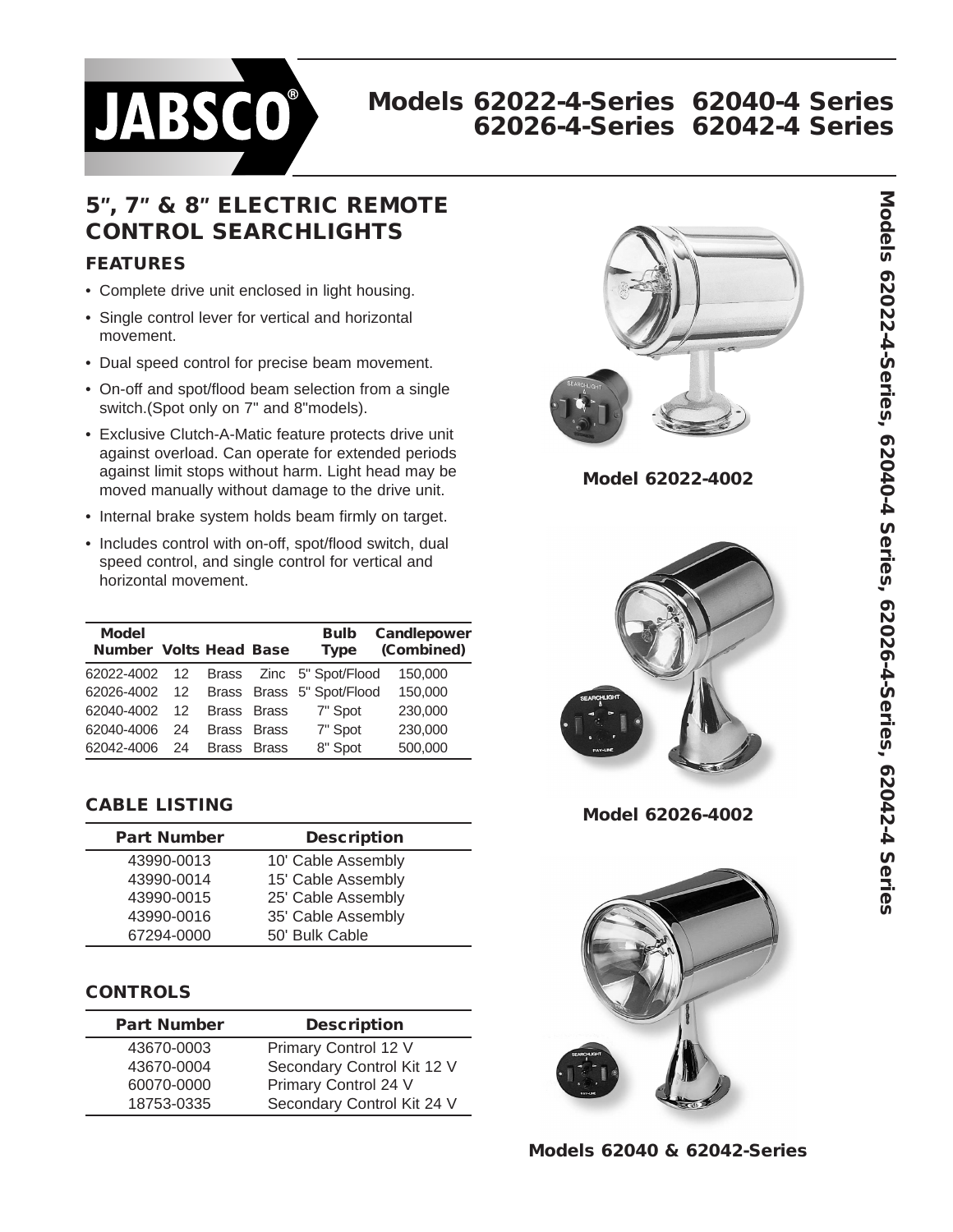# Models 62022-4-Series 62040-4 Series 62026-4-Series 62042-4 Series

## 5", 7" & 8" ELECTRIC REMOTE CONTROL SEARCHLIGHTS

### FEATURES

- Complete drive unit enclosed in light housing.
- Single control lever for vertical and horizontal movement.
- Dual speed control for precise beam movement.
- On-off and spot/flood beam selection from a single switch.(Spot only on 7" and 8"models).
- Exclusive Clutch-A-Matic feature protects drive unit against overload. Can operate for extended periods against limit stops without harm. Light head may be moved manually without damage to the drive unit.
- Internal brake system holds beam firmly on target.
- Includes control with on-off, spot/flood switch, dual speed control, and single control for vertical and horizontal movement.

| Model Number | Volts | Head | Base | Bulb Type | Candlepower (Combined) |
|---|---|---|---|---|---|
| 62022-4002 | 12 | Brass | Zinc | 5" Spot/Flood | 150,000 |
| 62026-4002 | 12 | Brass | Brass | 5" Spot/Flood | 150,000 |
| 62040-4002 | 12 | Brass | Brass | 7" Spot | 230,000 |
| 62040-4006 | 24 | Brass | Brass | 7" Spot | 230,000 |
| 62042-4006 | 24 | Brass | Brass | 8" Spot | 500,000 |

### CABLE LISTING

| Part Number | Description |
|---|---|
| 43990-0013 | 10' Cable Assembly |
| 43990-0014 | 15' Cable Assembly |
| 43990-0015 | 25' Cable Assembly |
| 43990-0016 | 35' Cable Assembly |
| 67294-0000 | 50' Bulk Cable |

### CONTROLS

| Part Number | Description |
|---|---|
| 43670-0003 | Primary Control 12 V |
| 43670-0004 | Secondary Control Kit 12 V |
| 60070-0000 | Primary Control 24 V |
| 18753-0335 | Secondary Control Kit 24 V |

**Model 62022-4002**

**Model 62026-4002**

**Models 62040 & 62042-Series**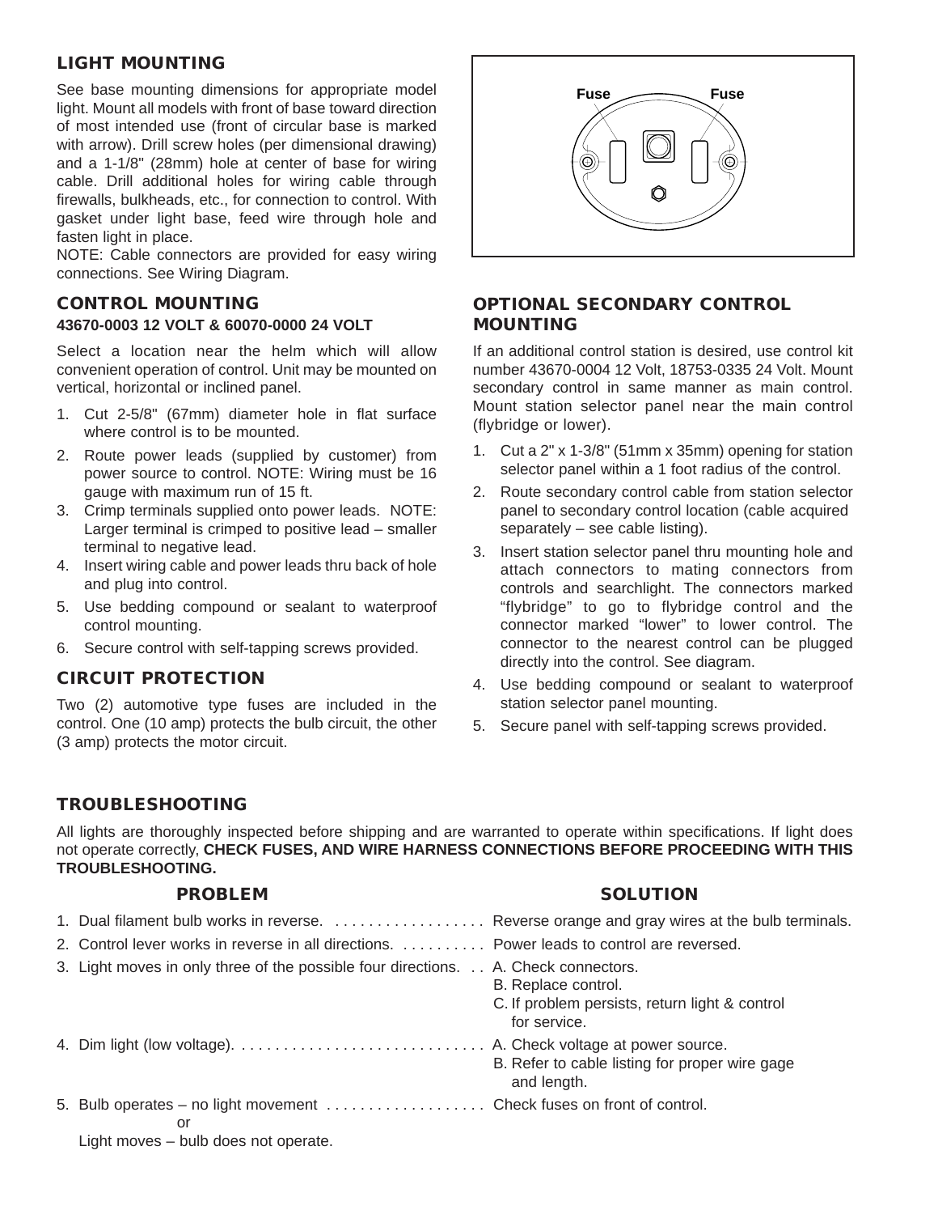## LIGHT MOUNTING

See base mounting dimensions for appropriate model light. Mount all models with front of base toward direction of most intended use (front of circular base is marked with arrow). Drill screw holes (per dimensional drawing) and a 1-1/8" (28mm) hole at center of base for wiring cable. Drill additional holes for wiring cable through firewalls, bulkheads, etc., for connection to control. With gasket under light base, feed wire through hole and fasten light in place.

NOTE: Cable connectors are provided for easy wiring connections. See Wiring Diagram.

## CONTROL MOUNTING

**43670-0003 12 VOLT & 60070-0000 24 VOLT**

Select a location near the helm which will allow convenient operation of control. Unit may be mounted on vertical, horizontal or inclined panel.

1. Cut 2-5/8" (67mm) diameter hole in flat surface where control is to be mounted.
2. Route power leads (supplied by customer) from power source to control. NOTE: Wiring must be 16 gauge with maximum run of 15 ft.
3. Crimp terminals supplied onto power leads. NOTE: Larger terminal is crimped to positive lead – smaller terminal to negative lead.
4. Insert wiring cable and power leads thru back of hole and plug into control.
5. Use bedding compound or sealant to waterproof control mounting.
6. Secure control with self-tapping screws provided.

## CIRCUIT PROTECTION

Two (2) automotive type fuses are included in the control. One (10 amp) protects the bulb circuit, the other (3 amp) protects the motor circuit.

Fuse

Fuse

## OPTIONAL SECONDARY CONTROL MOUNTING

If an additional control station is desired, use control kit number 43670-0004 12 Volt, 18753-0335 24 Volt. Mount secondary control in same manner as main control. Mount station selector panel near the main control (flybridge or lower).

1. Cut a 2" x 1-3/8" (51mm x 35mm) opening for station selector panel within a 1 foot radius of the control.
2. Route secondary control cable from station selector panel to secondary control location (cable acquired separately – see cable listing).
3. Insert station selector panel thru mounting hole and attach connectors to mating connectors from controls and searchlight. The connectors marked "flybridge" to go to flybridge control and the connector marked "lower" to lower control. The connector to the nearest control can be plugged directly into the control. See diagram.
4. Use bedding compound or sealant to waterproof station selector panel mounting.
5. Secure panel with self-tapping screws provided.

## TROUBLESHOOTING

All lights are thoroughly inspected before shipping and are warranted to operate within specifications. If light does not operate correctly, **CHECK FUSES, AND WIRE HARNESS CONNECTIONS BEFORE PROCEEDING WITH THIS TROUBLESHOOTING.**

| PROBLEM | SOLUTION |
|---|---|
| 1. Dual filament bulb works in reverse. | Reverse orange and gray wires at the bulb terminals. |
| 2. Control lever works in reverse in all directions. | Power leads to control are reversed. |
| 3. Light moves in only three of the possible four directions. | A. Check connectors.<br>B. Replace control.<br>C. If problem persists, return light & control for service. |
| 4. Dim light (low voltage). | A. Check voltage at power source.<br>B. Refer to cable listing for proper wire gage and length. |
| 5. Bulb operates – no light movement<br>or<br>Light moves – bulb does not operate. | Check fuses on front of control. |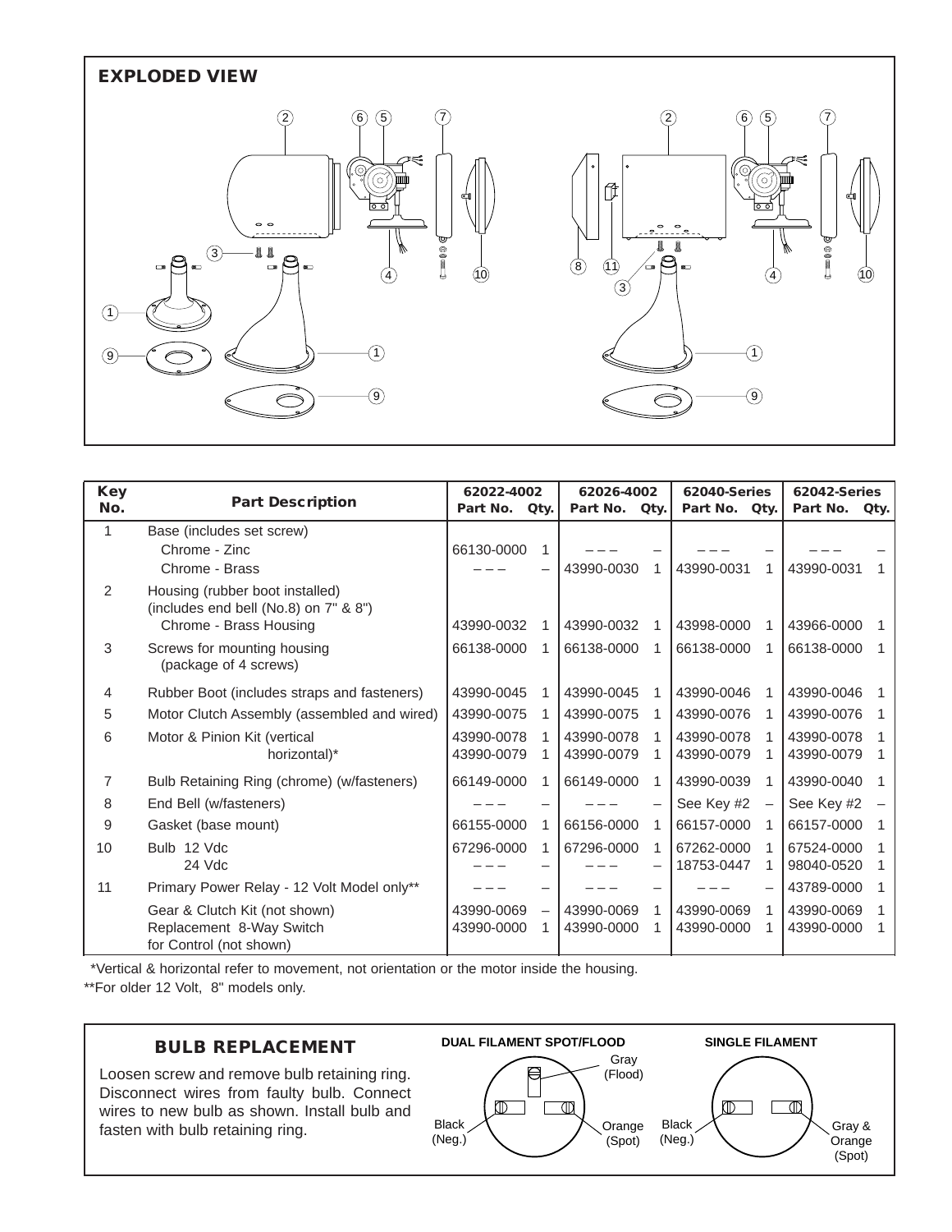## EXPLODED VIEW

| Key No. | Part Description | 62022-4002 Part No. | Qty. | 62026-4002 Part No. | Qty. | 62040-Series Part No. | Qty. | 62042-Series Part No. | Qty. |
|---|---|---|---|---|---|---|---|---|---|
| 1 | Base (includes set screw) | | | | | | | | |
| | Chrome - Zinc | 66130-0000 | 1 | – – – | – | – – – | – | – – – | – |
| | Chrome - Brass | – – – | – | 43990-0030 | 1 | 43990-0031 | 1 | 43990-0031 | 1 |
| 2 | Housing (rubber boot installed) (includes end bell (No.8) on 7" & 8") Chrome - Brass Housing | 43990-0032 | 1 | 43990-0032 | 1 | 43998-0000 | 1 | 43966-0000 | 1 |
| 3 | Screws for mounting housing (package of 4 screws) | 66138-0000 | 1 | 66138-0000 | 1 | 66138-0000 | 1 | 66138-0000 | 1 |
| 4 | Rubber Boot (includes straps and fasteners) | 43990-0045 | 1 | 43990-0045 | 1 | 43990-0046 | 1 | 43990-0046 | 1 |
| 5 | Motor Clutch Assembly (assembled and wired) | 43990-0075 | 1 | 43990-0075 | 1 | 43990-0076 | 1 | 43990-0076 | 1 |
| 6 | Motor & Pinion Kit (vertical | 43990-0078 | 1 | 43990-0078 | 1 | 43990-0078 | 1 | 43990-0078 | 1 |
| | horizontal)* | 43990-0079 | 1 | 43990-0079 | 1 | 43990-0079 | 1 | 43990-0079 | 1 |
| 7 | Bulb Retaining Ring (chrome) (w/fasteners) | 66149-0000 | 1 | 66149-0000 | 1 | 43990-0039 | 1 | 43990-0040 | 1 |
| 8 | End Bell (w/fasteners) | – – – | – | – – – | – | See Key #2 | – | See Key #2 | – |
| 9 | Gasket (base mount) | 66155-0000 | 1 | 66156-0000 | 1 | 66157-0000 | 1 | 66157-0000 | 1 |
| 10 | Bulb 12 Vdc | 67296-0000 | 1 | 67296-0000 | 1 | 67262-0000 | 1 | 67524-0000 | 1 |
| | 24 Vdc | – – – | – | – – – | – | 18753-0447 | 1 | 98040-0520 | 1 |
| 11 | Primary Power Relay - 12 Volt Model only** | – – – | – | – – – | – | – – – | – | 43789-0000 | 1 |
| | Gear & Clutch Kit (not shown) | 43990-0069 | – | 43990-0069 | 1 | 43990-0069 | 1 | 43990-0069 | 1 |
| | Replacement 8-Way Switch for Control (not shown) | 43990-0000 | 1 | 43990-0000 | 1 | 43990-0000 | 1 | 43990-0000 | 1 |

*Vertical & horizontal refer to movement, not orientation or the motor inside the housing.

**For older 12 Volt, 8" models only.

## BULB REPLACEMENT

Loosen screw and remove bulb retaining ring. Disconnect wires from faulty bulb. Connect wires to new bulb as shown. Install bulb and fasten with bulb retaining ring.

**DUAL FILAMENT SPOT/FLOOD**: Gray (Flood), Black (Neg.), Orange (Spot)

**SINGLE FILAMENT**: Black (Neg.), Gray & Orange (Spot)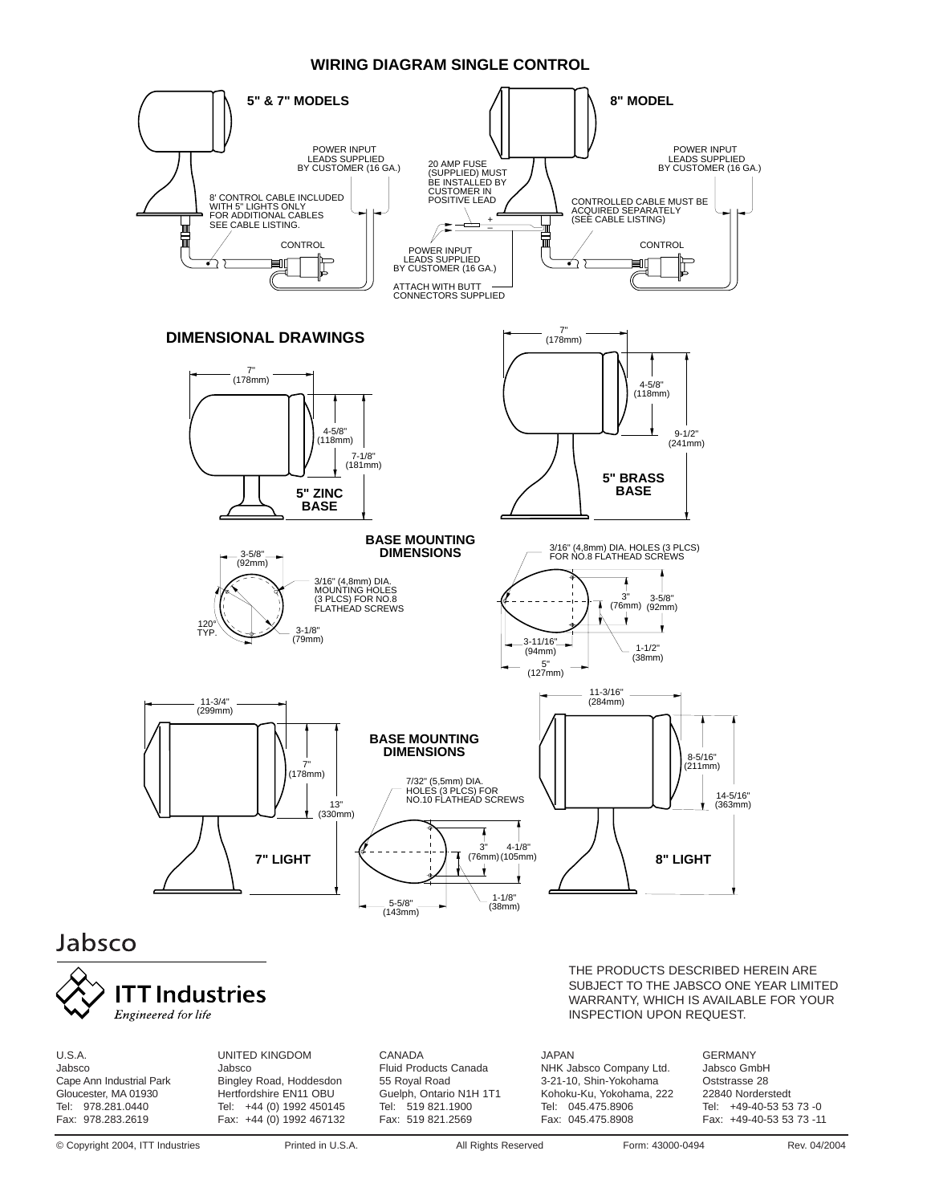## WIRING DIAGRAM SINGLE CONTROL

### 5" & 7" MODELS

POWER INPUT
LEADS SUPPLIED
BY CUSTOMER (16 GA.)

8' CONTROL CABLE INCLUDED
WITH 5" LIGHTS ONLY
FOR ADDITIONAL CABLES
SEE CABLE LISTING.

CONTROL

### 8" MODEL

20 AMP FUSE
(SUPPLIED) MUST
BE INSTALLED BY
CUSTOMER IN
POSITIVE LEAD

POWER INPUT
LEADS SUPPLIED
BY CUSTOMER (16 GA.)

ATTACH WITH BUTT
CONNECTORS SUPPLIED

POWER INPUT
LEADS SUPPLIED
BY CUSTOMER (16 GA.)

CONTROLLED CABLE MUST BE
ACQUIRED SEPARATELY
(SEE CABLE LISTING)

CONTROL

## DIMENSIONAL DRAWINGS

7" (178mm)
4-5/8" (118mm)
7-1/8" (181mm)
**5" ZINC BASE**

7" (178mm)
4-5/8" (118mm)
9-1/2" (241mm)
**5" BRASS BASE**

### BASE MOUNTING DIMENSIONS

3-5/8" (92mm)
3/16" (4,8mm) DIA. MOUNTING HOLES (3 PLCS) FOR NO.8 FLATHEAD SCREWS
120° TYP.
3-1/8" (79mm)

3/16" (4,8mm) DIA. HOLES (3 PLCS) FOR NO.8 FLATHEAD SCREWS
3" (76mm)
3-5/8" (92mm)
3-11/16" (94mm)
5" (127mm)
1-1/2" (38mm)

11-3/4" (299mm)
7" (178mm)
13" (330mm)
**7" LIGHT**

### BASE MOUNTING DIMENSIONS

7/32" (5,5mm) DIA. HOLES (3 PLCS) FOR NO.10 FLATHEAD SCREWS
3" (76mm)
4-1/8" (105mm)
5-5/8" (143mm)
1-1/8" (38mm)

11-3/16" (284mm)
8-5/16" (211mm)
14-5/16" (363mm)
**8" LIGHT**

Jabsco

ITT Industries
*Engineered for life*

THE PRODUCTS DESCRIBED HEREIN ARE SUBJECT TO THE JABSCO ONE YEAR LIMITED WARRANTY, WHICH IS AVAILABLE FOR YOUR INSPECTION UPON REQUEST.

U.S.A.
Jabsco
Cape Ann Industrial Park
Gloucester, MA 01930
Tel: 978.281.0440
Fax: 978.283.2619

UNITED KINGDOM
Jabsco
Bingley Road, Hoddesdon
Hertfordshire EN11 OBU
Tel: +44 (0) 1992 450145
Fax: +44 (0) 1992 467132

CANADA
Fluid Products Canada
55 Royal Road
Guelph, Ontario N1H 1T1
Tel: 519 821.1900
Fax: 519 821.2569

JAPAN
NHK Jabsco Company Ltd.
3-21-10, Shin-Yokohama
Kohoku-Ku, Yokohama, 222
Tel: 045.475.8906
Fax: 045.475.8908

GERMANY
Jabsco GmbH
Oststrasse 28
22840 Norderstedt
Tel: +49-40-53 53 73 -0
Fax: +49-40-53 53 73 -11

© Copyright 2004, ITT Industries    Printed in U.S.A.    All Rights Reserved    Form: 43000-0494    Rev. 04/2004